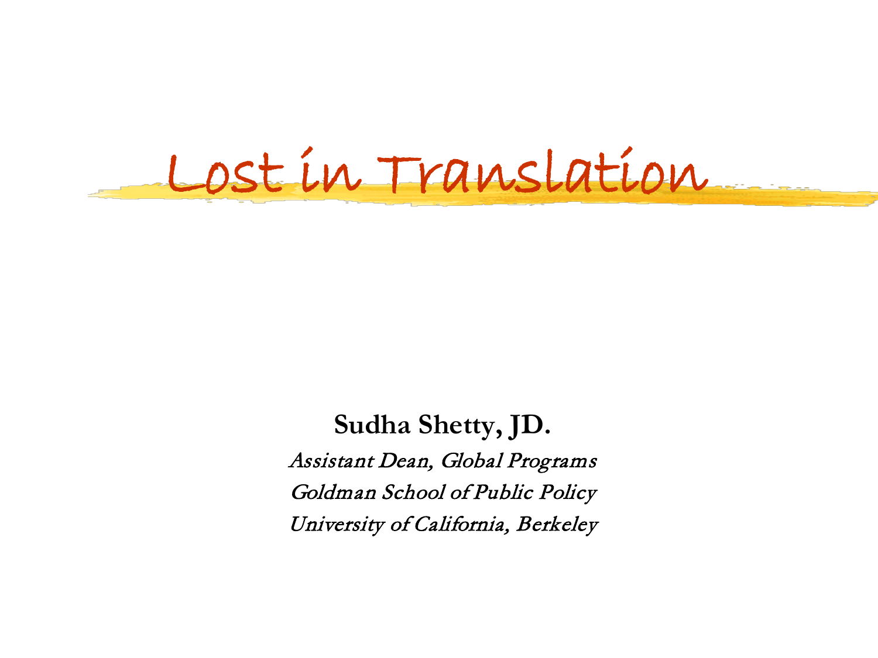# Lost in Translation

**Sudha Shetty, JD.**

*Assistant Dean, Global Programs*

*Goldman School of Public Policy*

*University of California, Berkeley*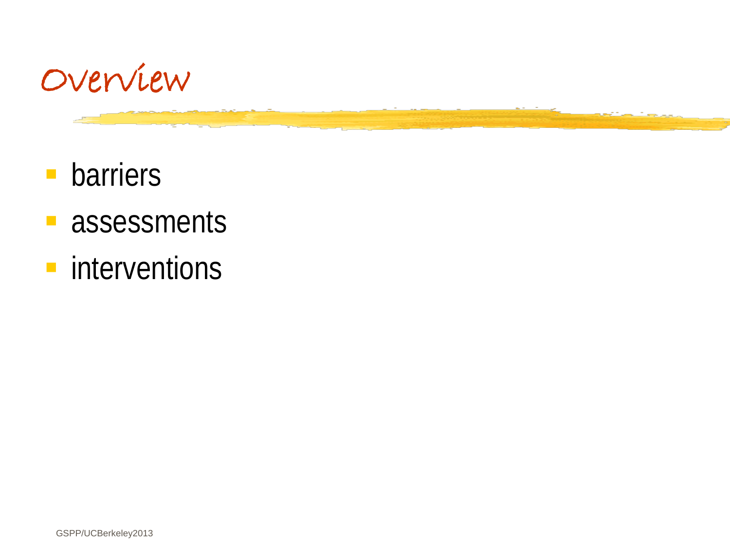# Overview

- barriers
- assessments
- interventions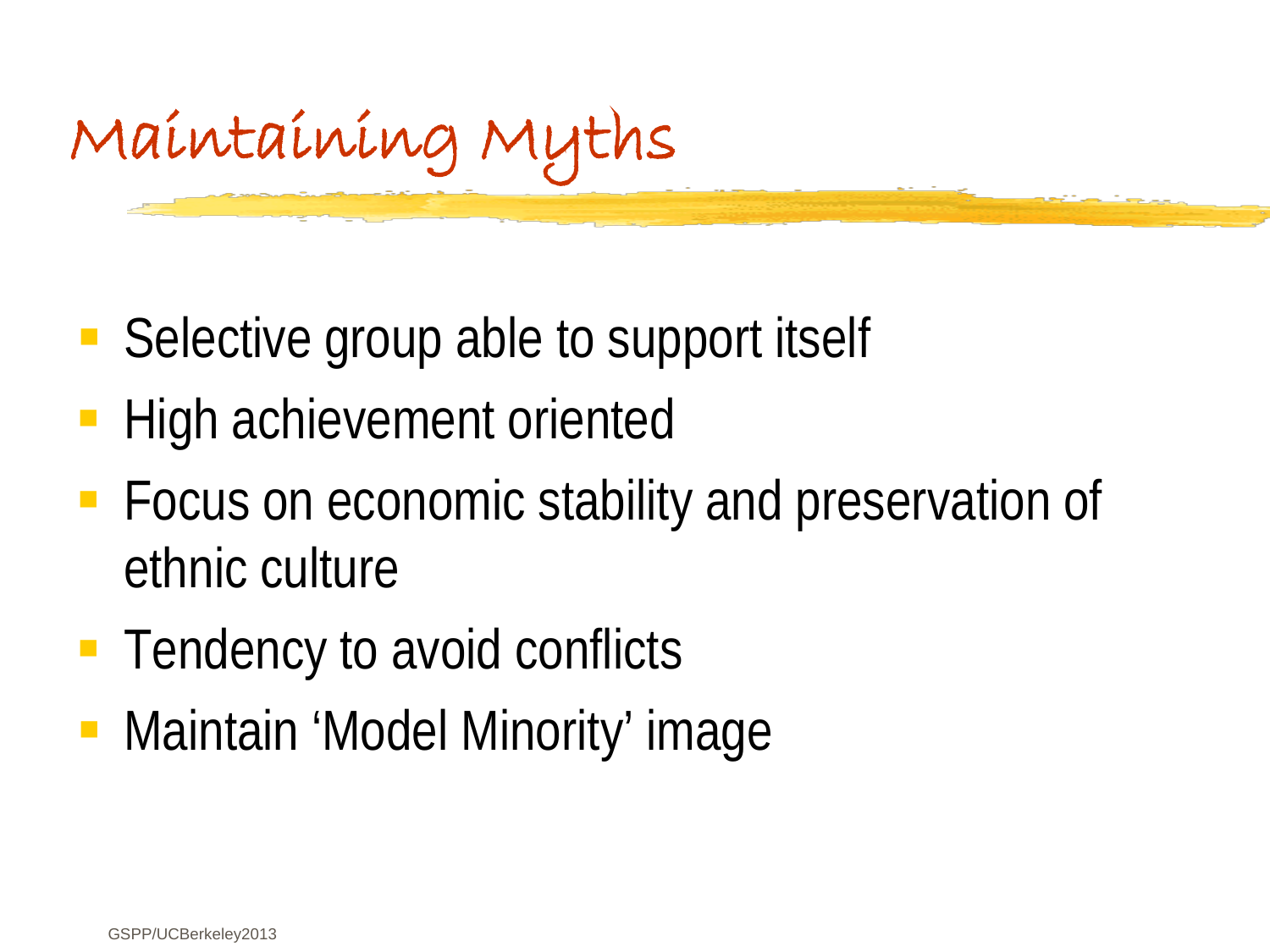# Maintaining Myths

- Selective group able to support itself
- High achievement oriented
- Focus on economic stability and preservation of ethnic culture
- Tendency to avoid conflicts
- Maintain 'Model Minority' image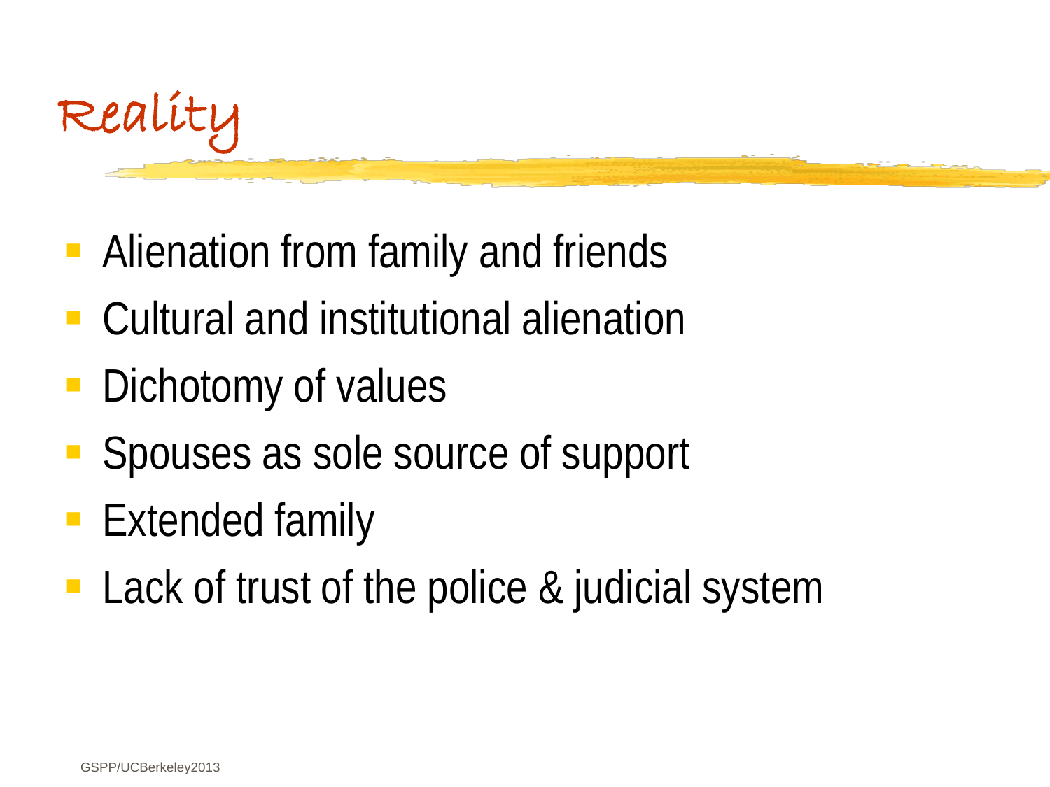# Reality

- Alienation from family and friends
- Cultural and institutional alienation
- Dichotomy of values
- Spouses as sole source of support
- Extended family
- Lack of trust of the police & judicial system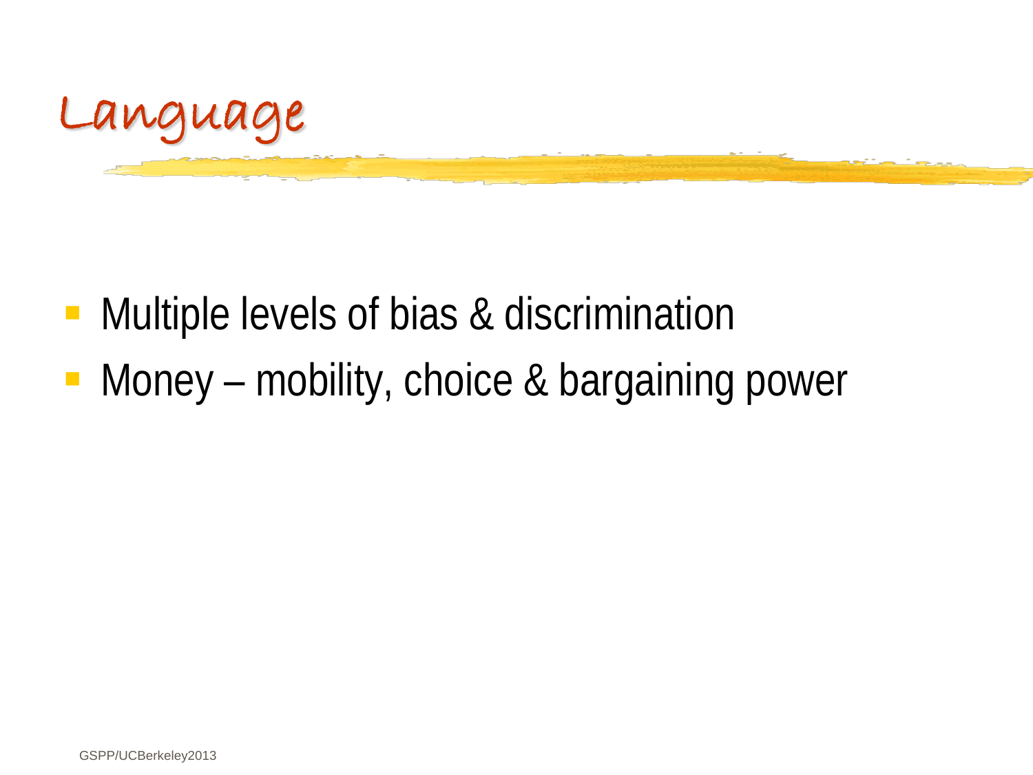# Language

- Multiple levels of bias & discrimination
- Money – mobility, choice & bargaining power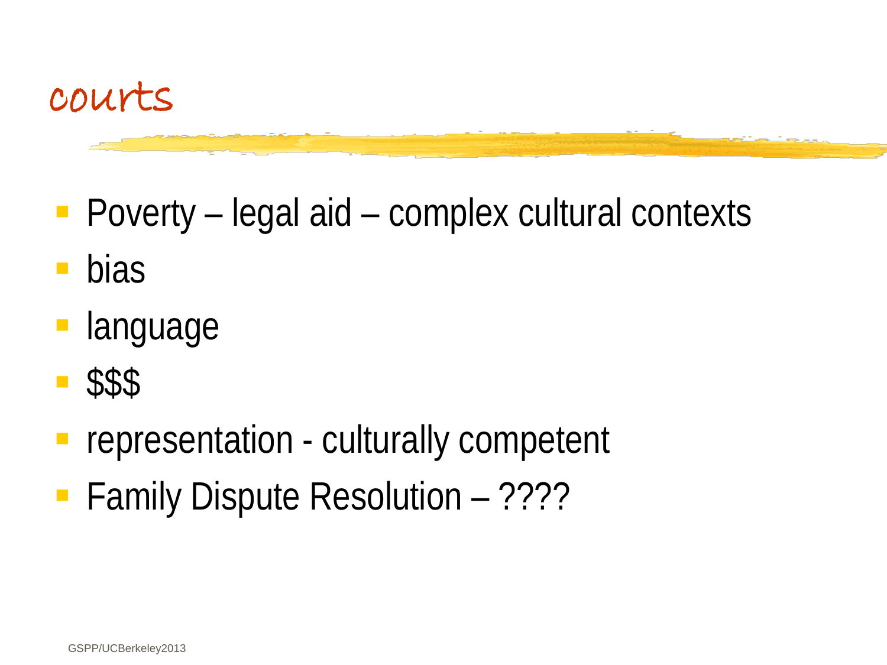# courts

- Poverty – legal aid – complex cultural contexts
- bias
- language
- $$$
- representation - culturally competent
- Family Dispute Resolution – ????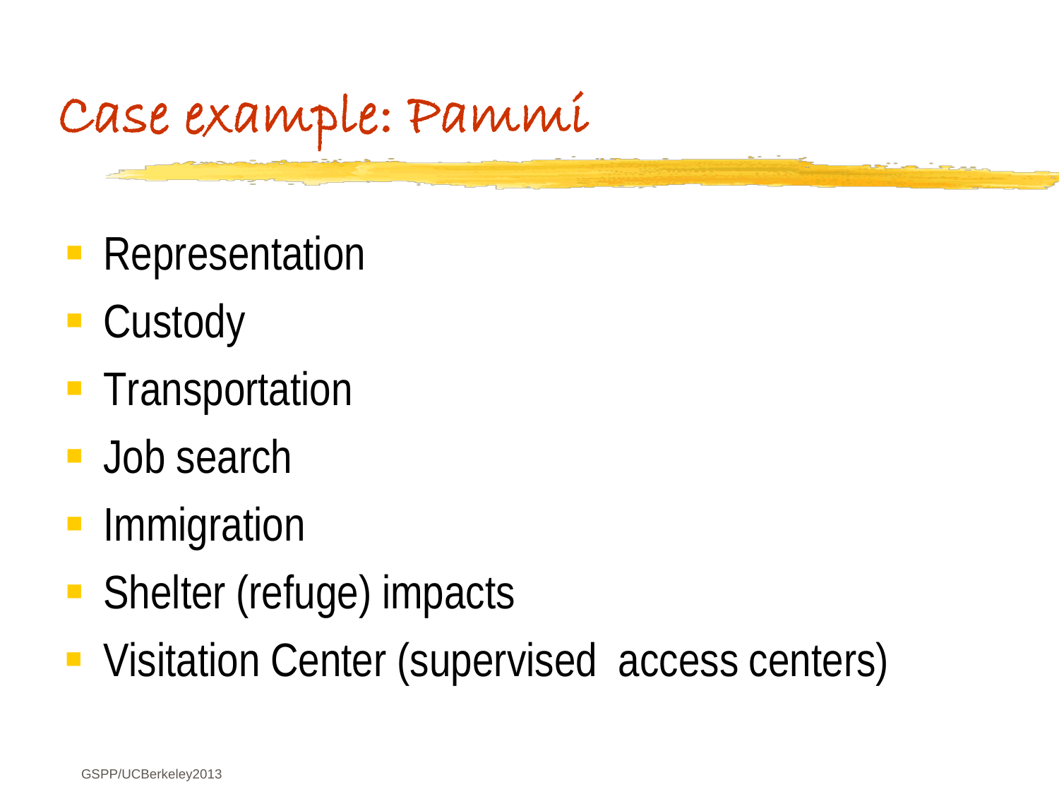# Case example: Pammi

- Representation
- Custody
- Transportation
- Job search
- Immigration
- Shelter (refuge) impacts
- Visitation Center (supervised access centers)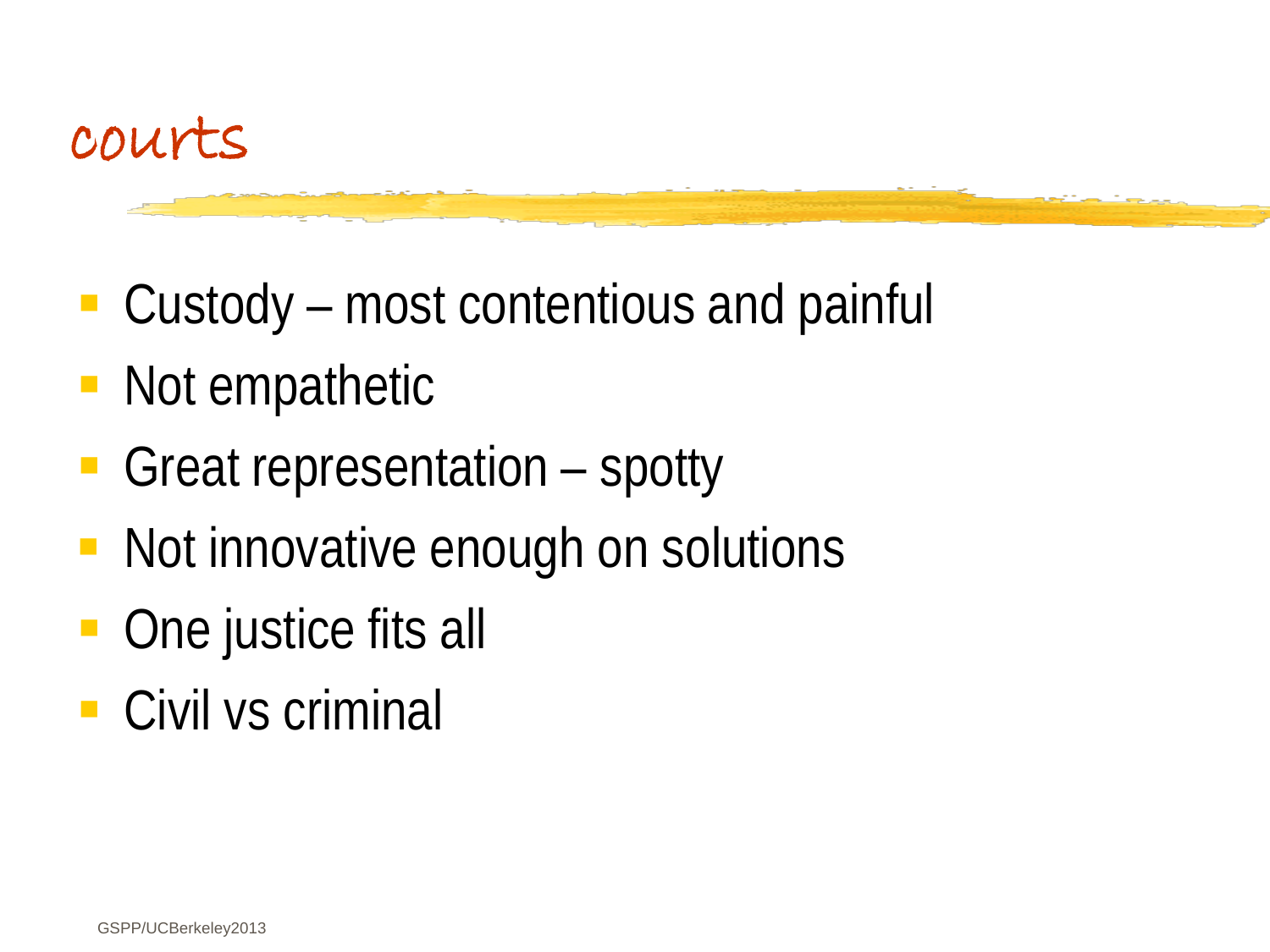# courts

- Custody – most contentious and painful
- Not empathetic
- Great representation – spotty
- Not innovative enough on solutions
- One justice fits all
- Civil vs criminal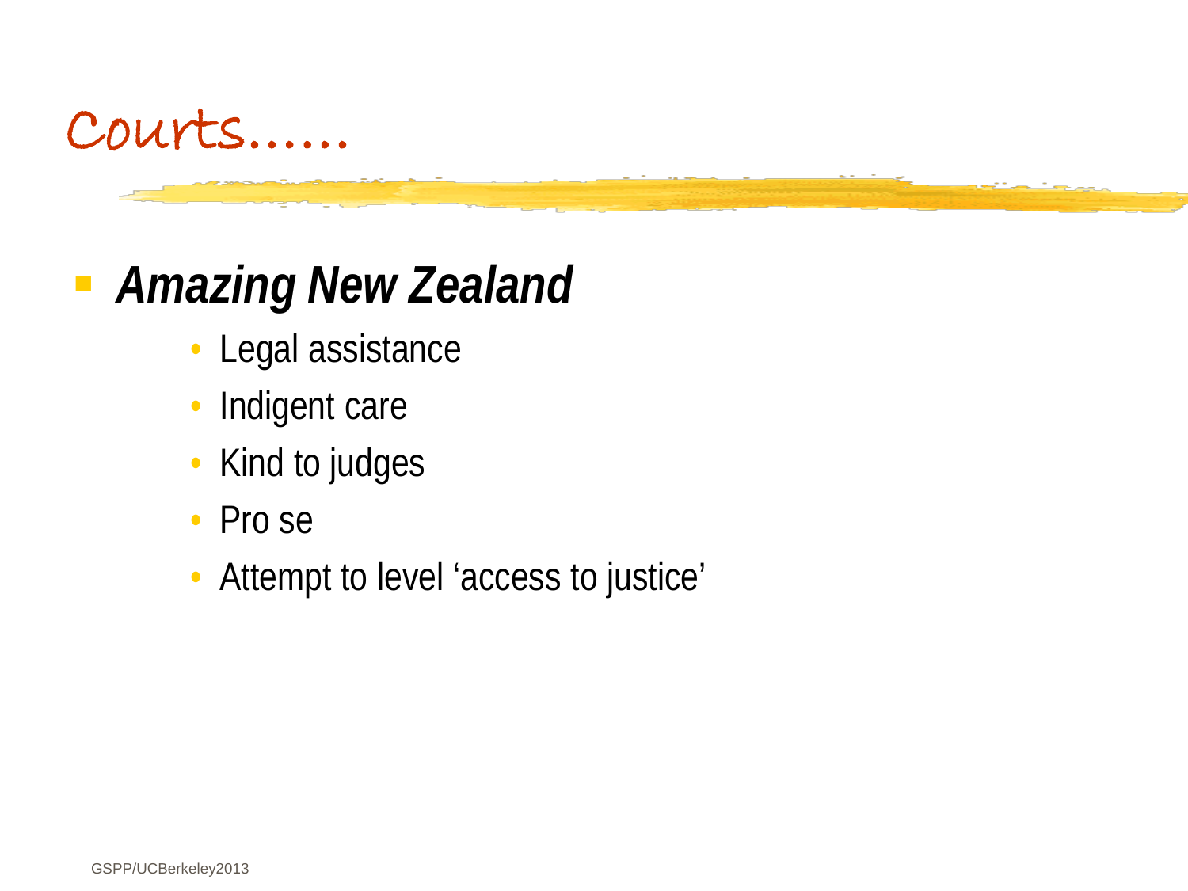# Courts……

- ***Amazing New Zealand***
  - Legal assistance
  - Indigent care
  - Kind to judges
  - Pro se
  - Attempt to level ‘access to justice’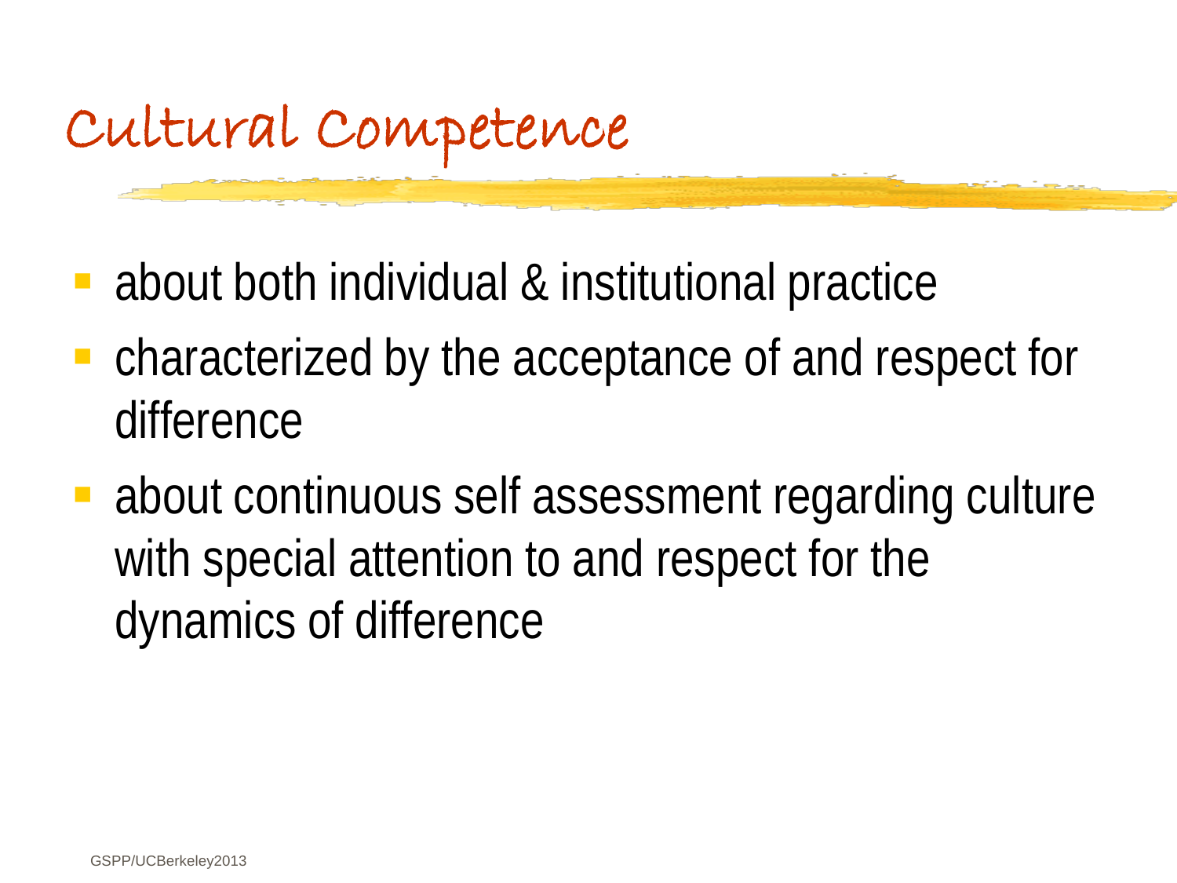# Cultural Competence

- about both individual & institutional practice
- characterized by the acceptance of and respect for difference
- about continuous self assessment regarding culture with special attention to and respect for the dynamics of difference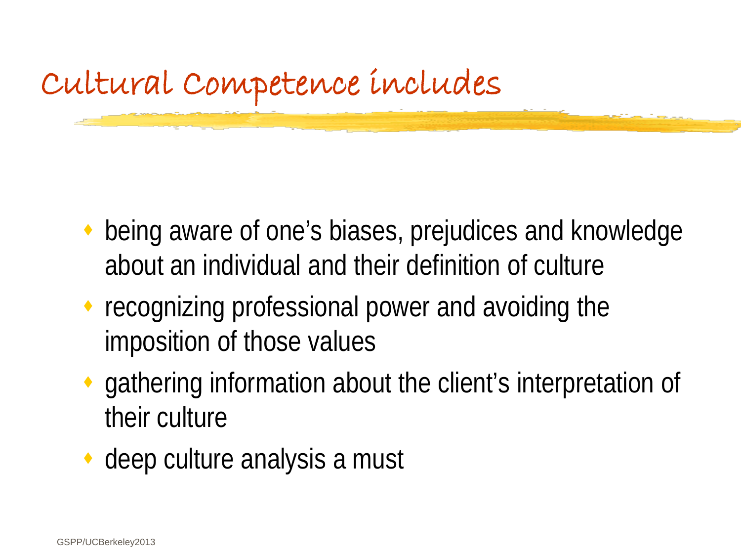# Cultural Competence includes

- being aware of one's biases, prejudices and knowledge about an individual and their definition of culture
- recognizing professional power and avoiding the imposition of those values
- gathering information about the client's interpretation of their culture
- deep culture analysis a must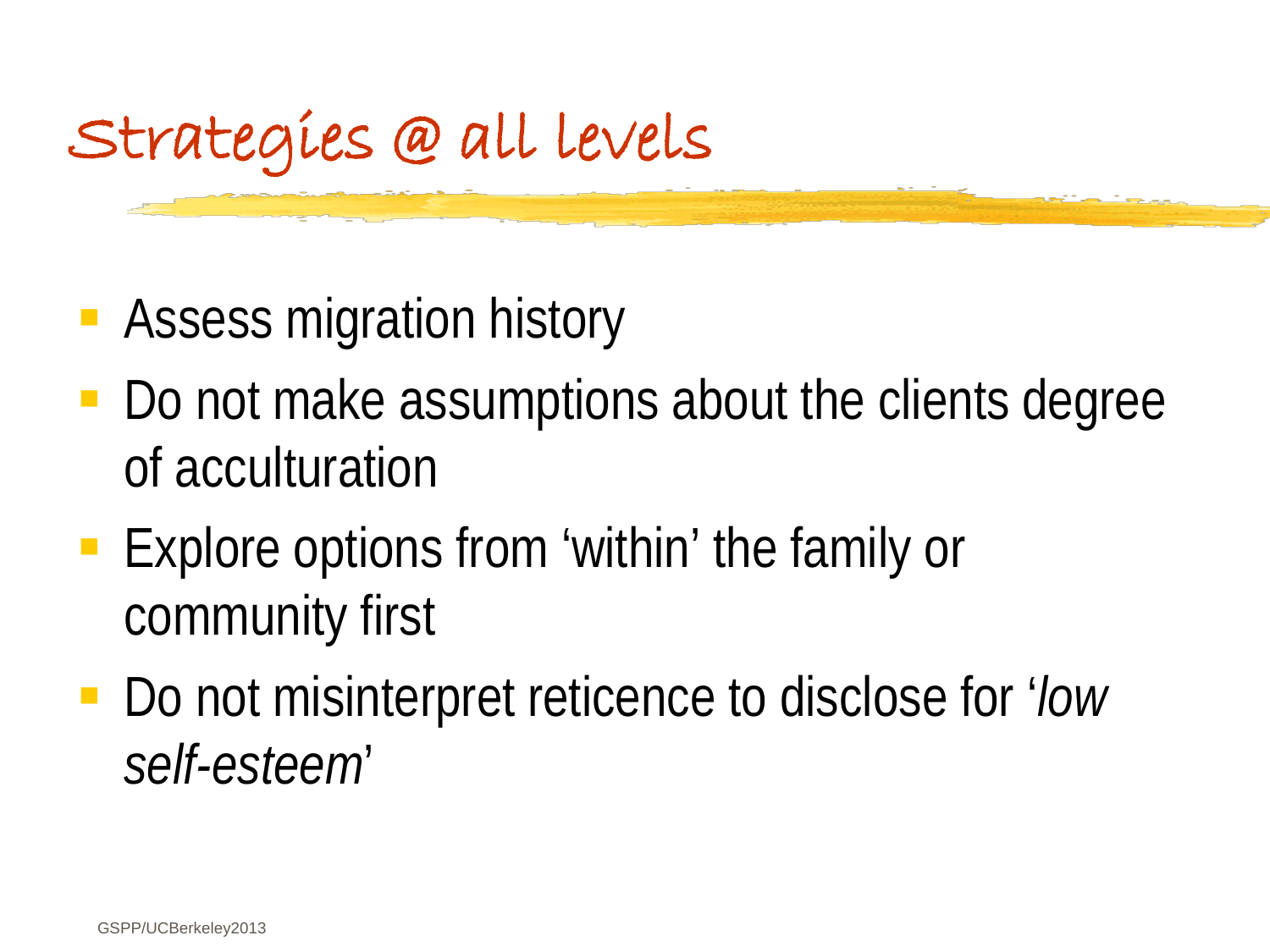# Strategies @ all levels

- Assess migration history
- Do not make assumptions about the clients degree of acculturation
- Explore options from 'within' the family or community first
- Do not misinterpret reticence to disclose for '*low self-esteem*'

GSPP/UCBerkeley2013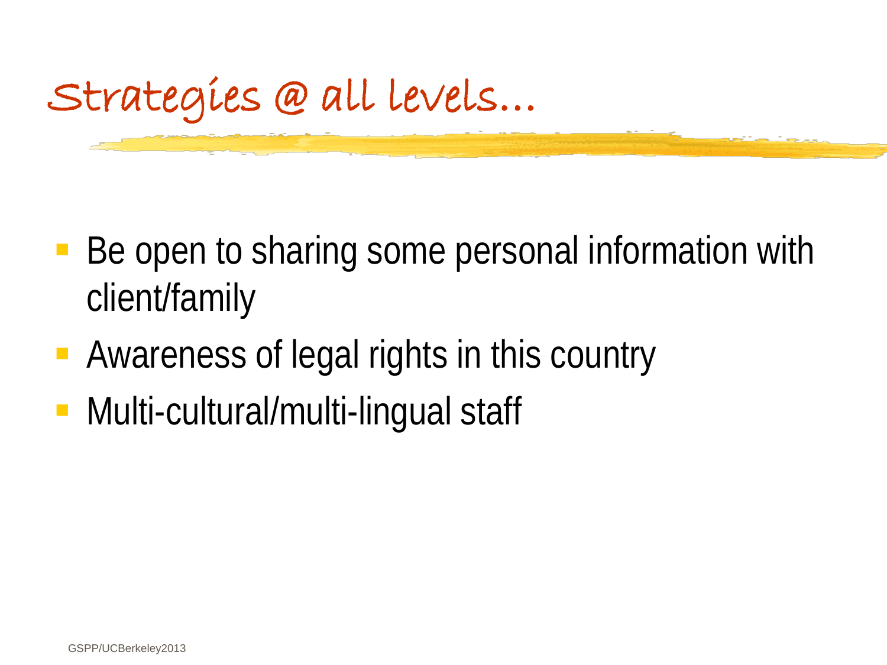# Strategies @ all levels…

- Be open to sharing some personal information with client/family
- Awareness of legal rights in this country
- Multi-cultural/multi-lingual staff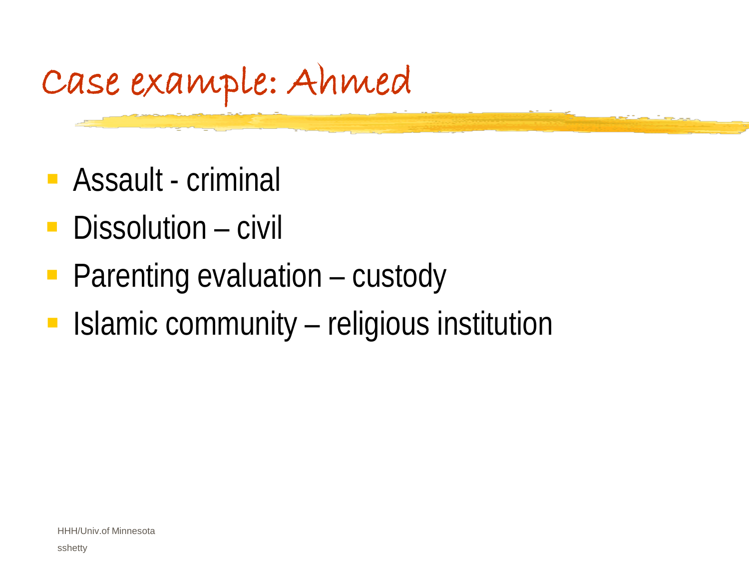# Case example: Ahmed

- Assault - criminal
- Dissolution – civil
- Parenting evaluation – custody
- Islamic community – religious institution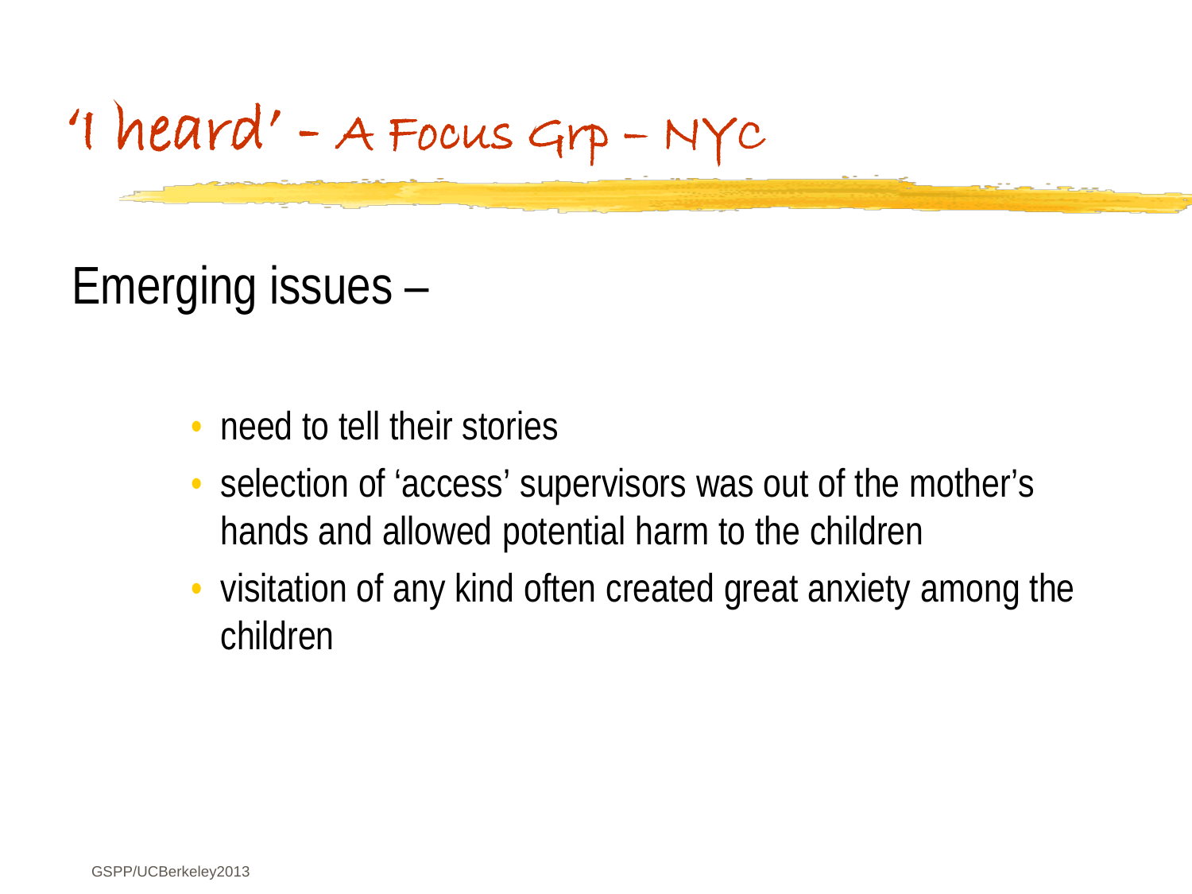# 'I heard' - A Focus Grp – NYC

## Emerging issues –

- need to tell their stories
- selection of 'access' supervisors was out of the mother's hands and allowed potential harm to the children
- visitation of any kind often created great anxiety among the children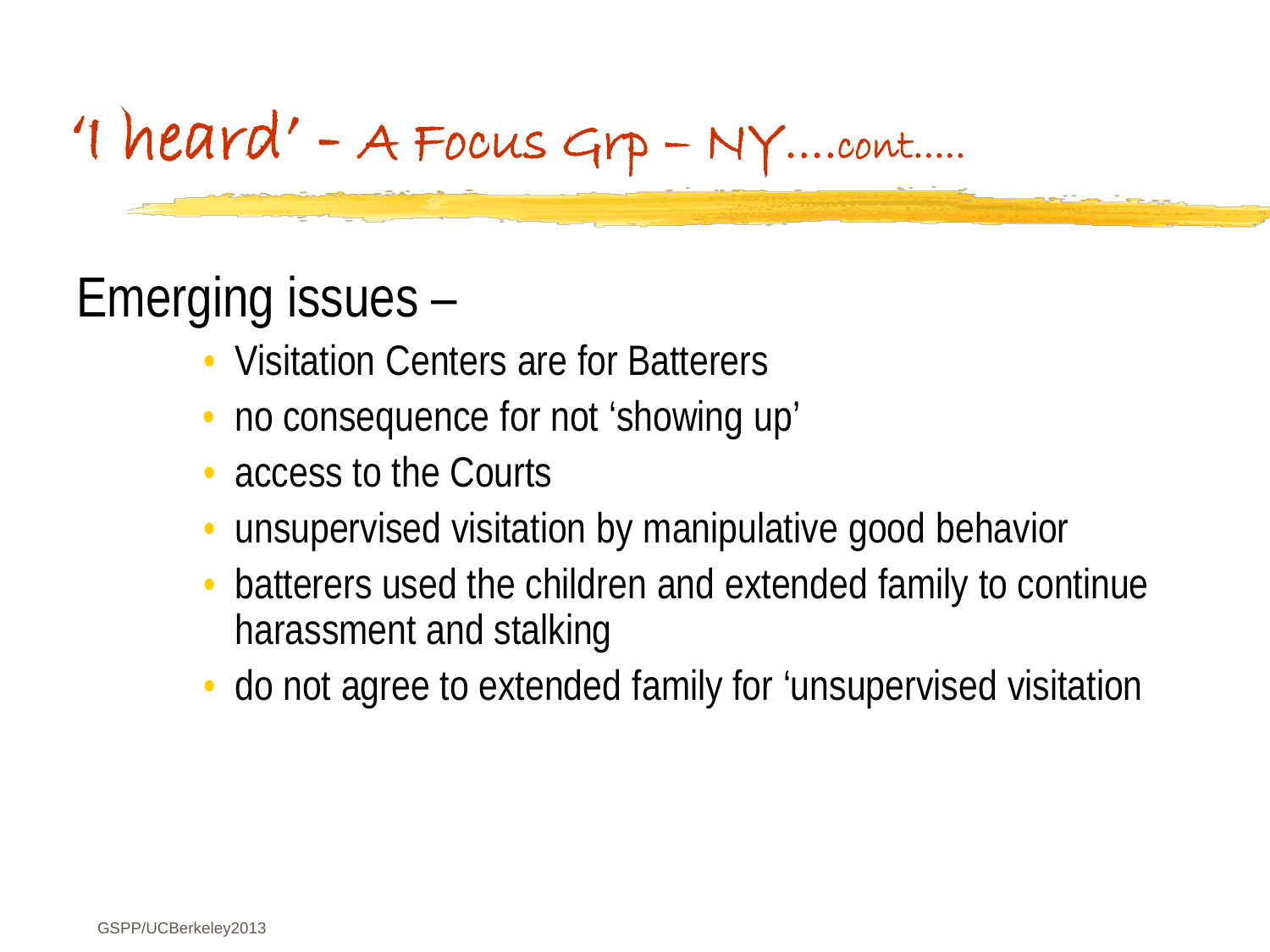# ‘I heard’ - A Focus Grp – NY….cont…..

Emerging issues –

- Visitation Centers are for Batterers
- no consequence for not ‘showing up’
- access to the Courts
- unsupervised visitation by manipulative good behavior
- batterers used the children and extended family to continue harassment and stalking
- do not agree to extended family for ‘unsupervised visitation

GSPP/UCBerkeley2013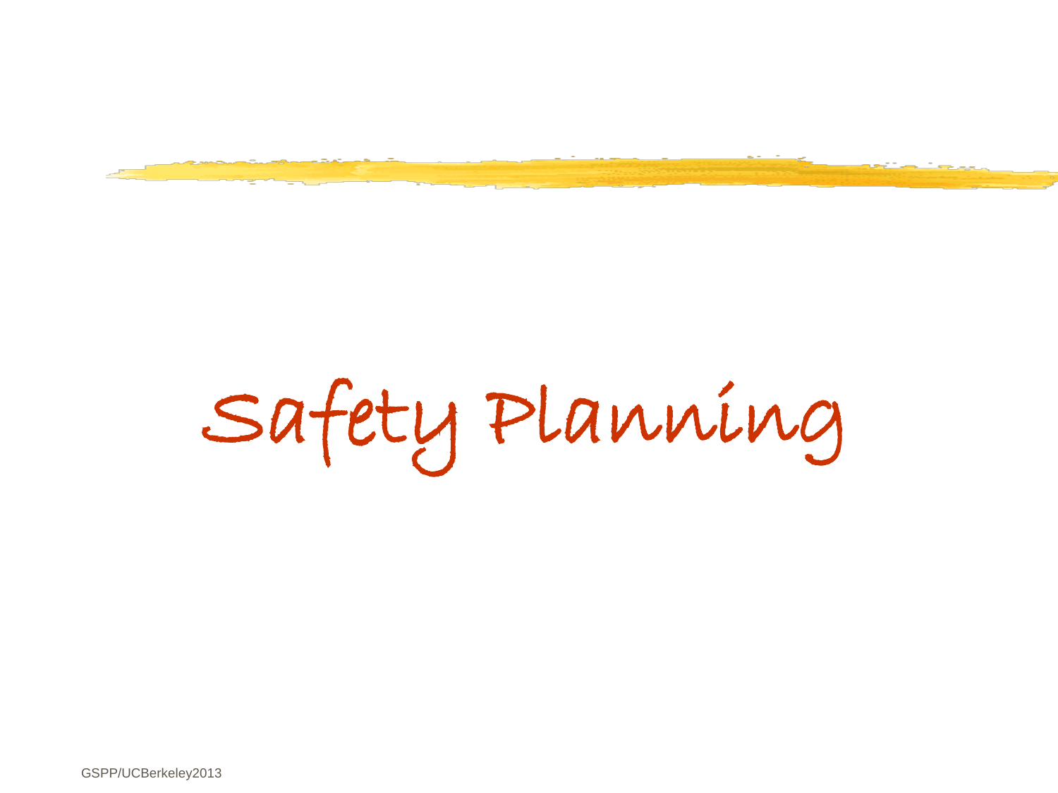# Safety Planning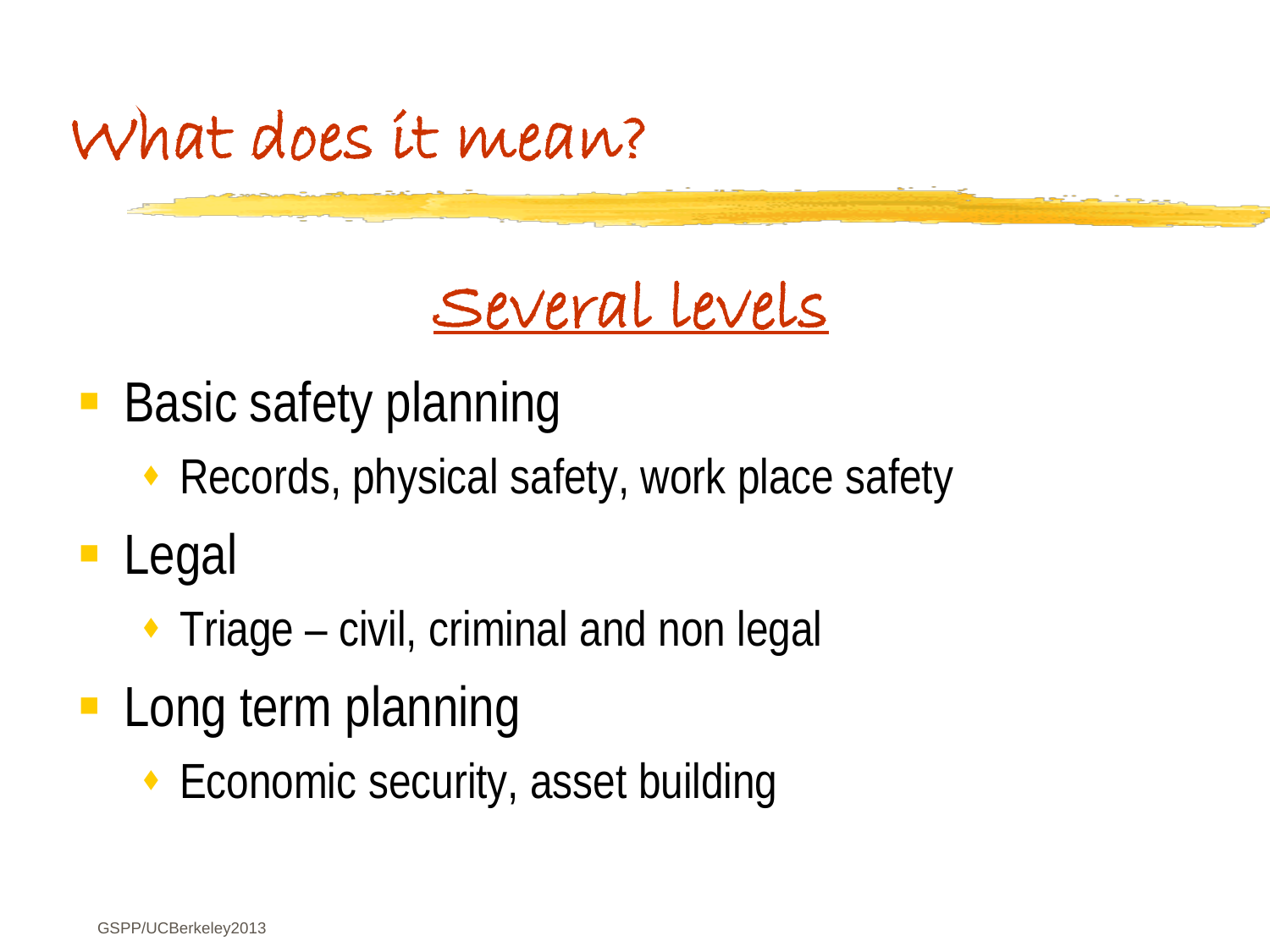# What does it mean?

## Several levels

- Basic safety planning
  - Records, physical safety, work place safety
- Legal
  - Triage – civil, criminal and non legal
- Long term planning
  - Economic security, asset building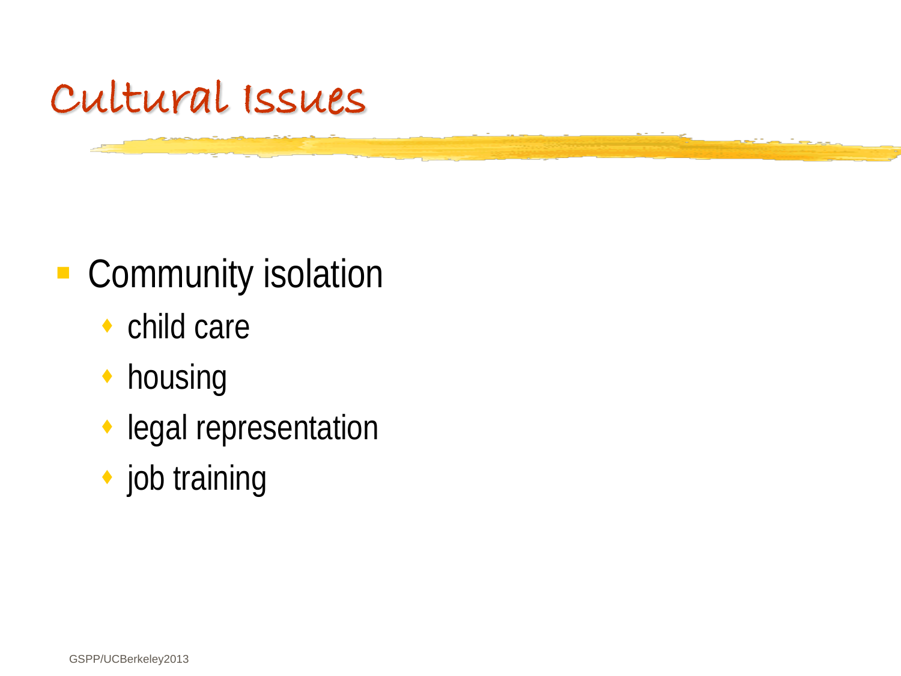# Cultural Issues

- Community isolation
  - child care
  - housing
  - legal representation
  - job training

GSPP/UCBerkeley2013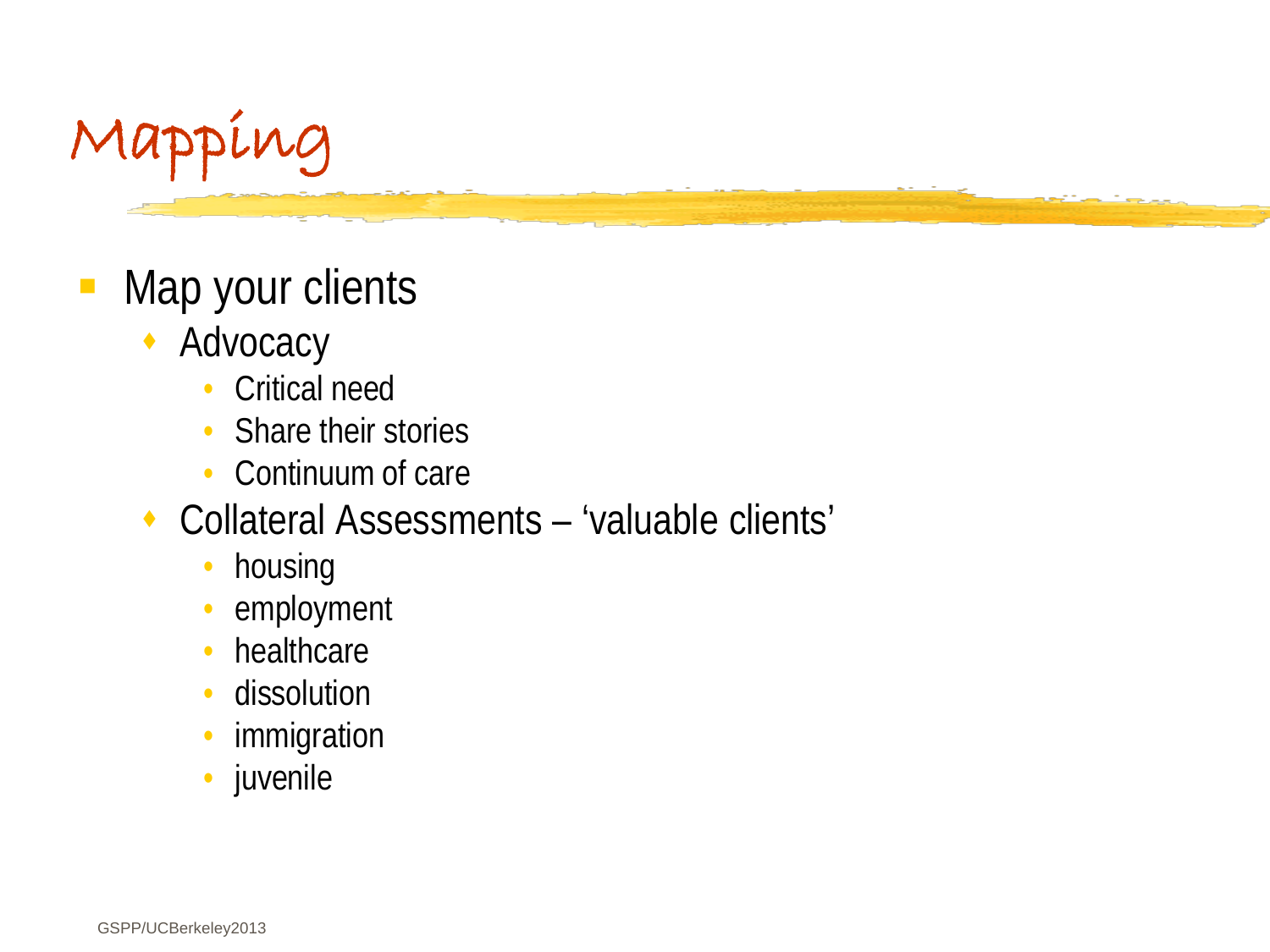# Mapping

- Map your clients
  - Advocacy
    - Critical need
    - Share their stories
    - Continuum of care
  - Collateral Assessments – 'valuable clients'
    - housing
    - employment
    - healthcare
    - dissolution
    - immigration
    - juvenile

GSPP/UCBerkeley2013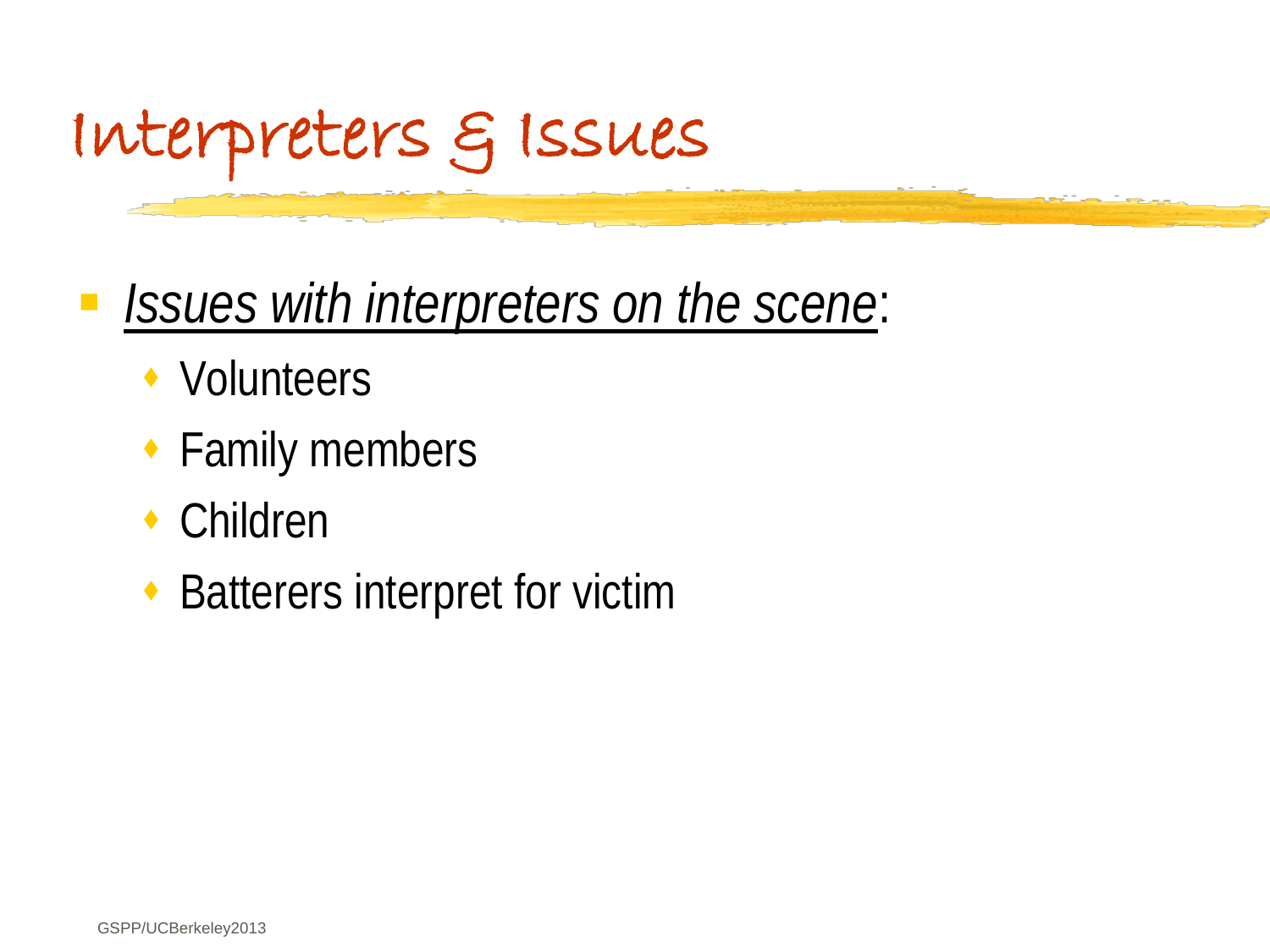# Interpreters & Issues

- *Issues with interpreters on the scene*:
  - Volunteers
  - Family members
  - Children
  - Batterers interpret for victim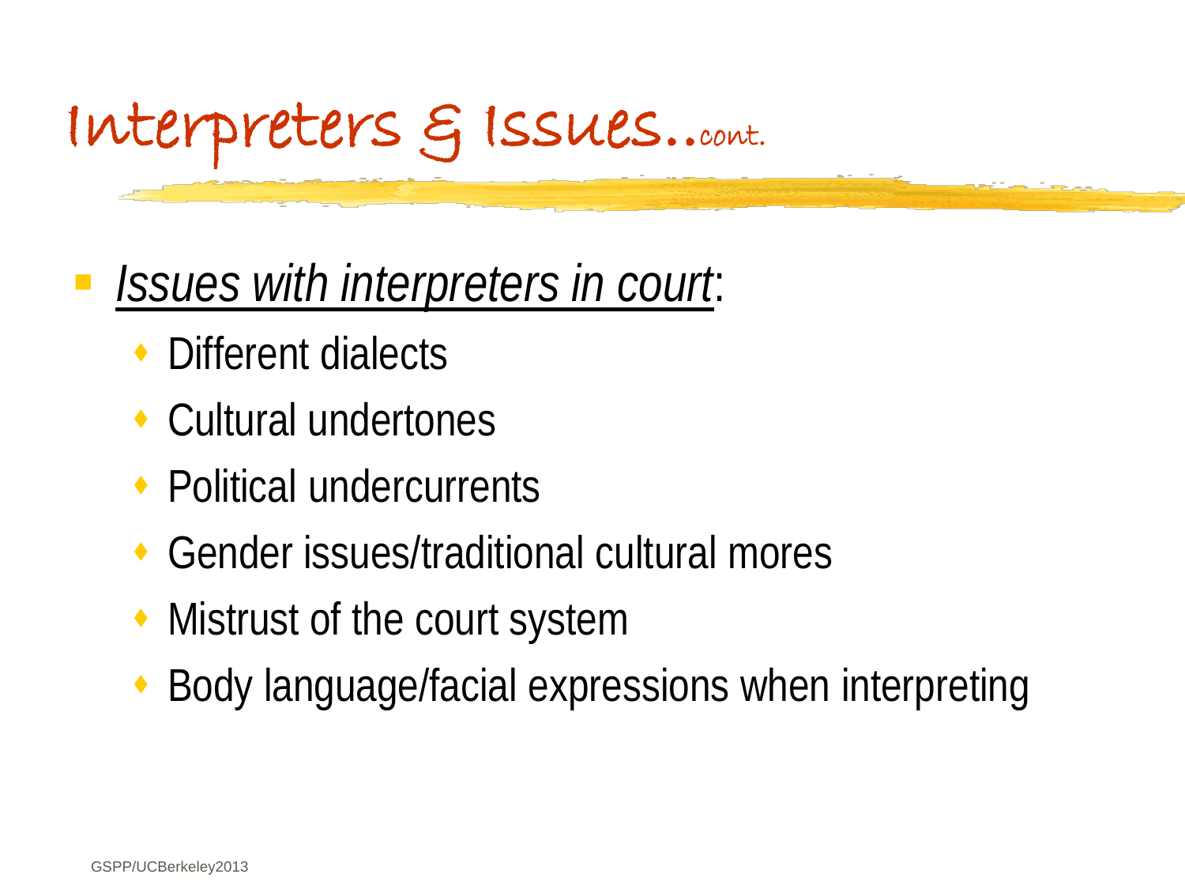# Interpreters & Issues..cont.

- *Issues with interpreters in court*:
  - Different dialects
  - Cultural undertones
  - Political undercurrents
  - Gender issues/traditional cultural mores
  - Mistrust of the court system
  - Body language/facial expressions when interpreting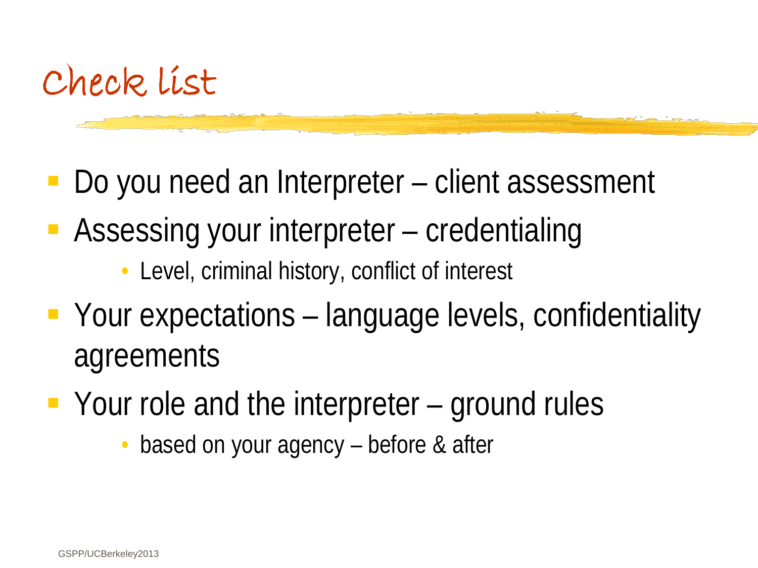# Check list

- Do you need an Interpreter – client assessment
- Assessing your interpreter – credentialing
  - Level, criminal history, conflict of interest
- Your expectations – language levels, confidentiality agreements
- Your role and the interpreter – ground rules
  - based on your agency – before & after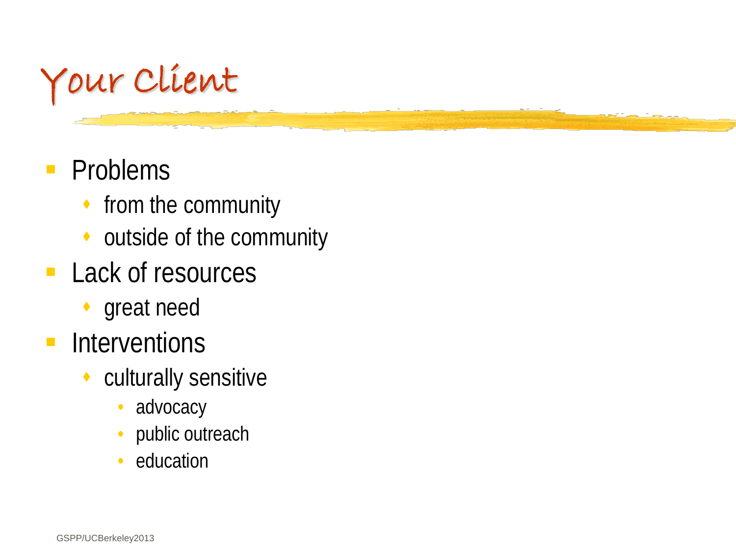# Your Client

- Problems
  - from the community
  - outside of the community
- Lack of resources
  - great need
- Interventions
  - culturally sensitive
    - advocacy
    - public outreach
    - education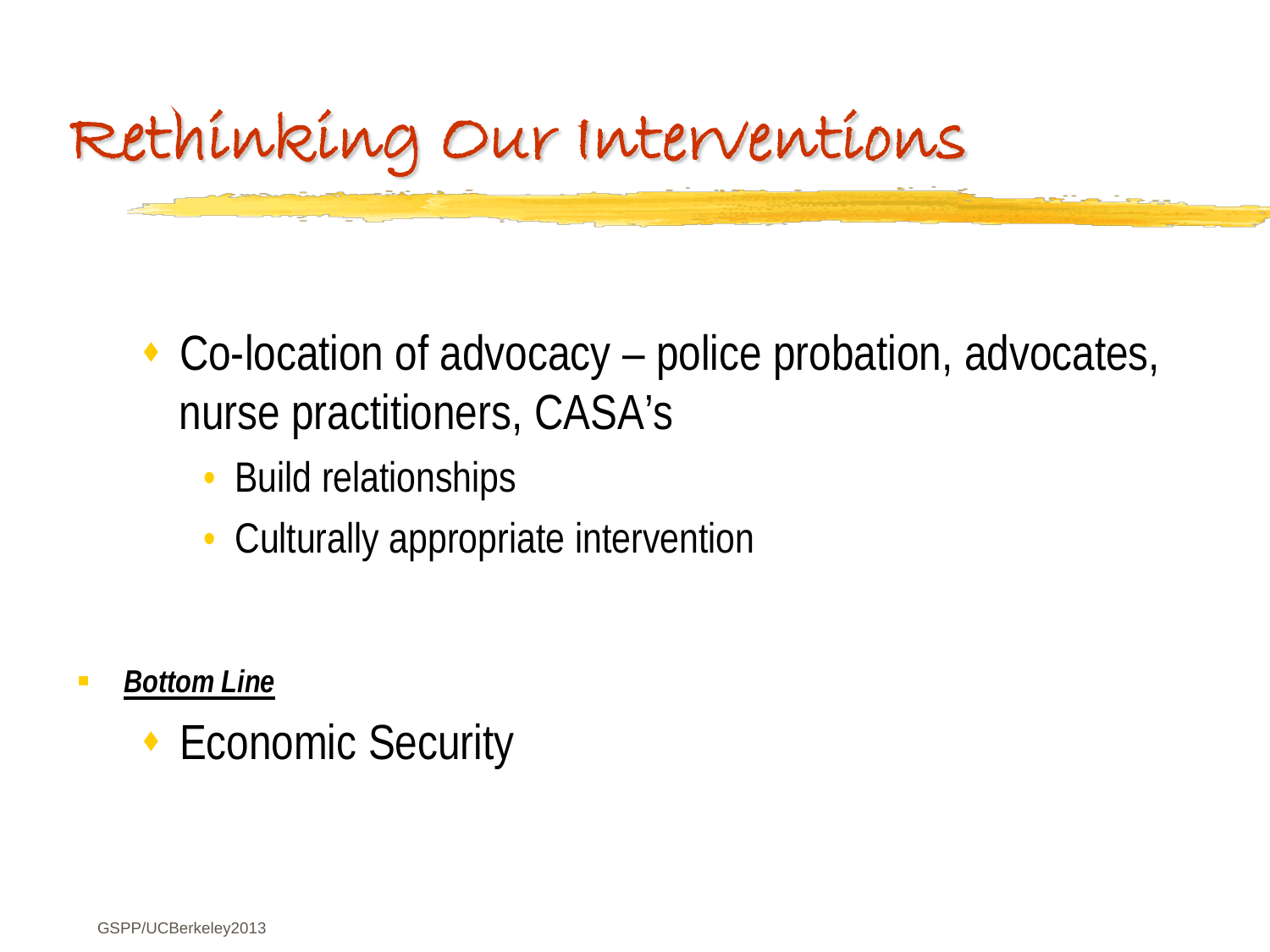# Rethinking Our Interventions

- Co-location of advocacy – police probation, advocates, nurse practitioners, CASA's
  - Build relationships
  - Culturally appropriate intervention

- ***Bottom Line***
  - Economic Security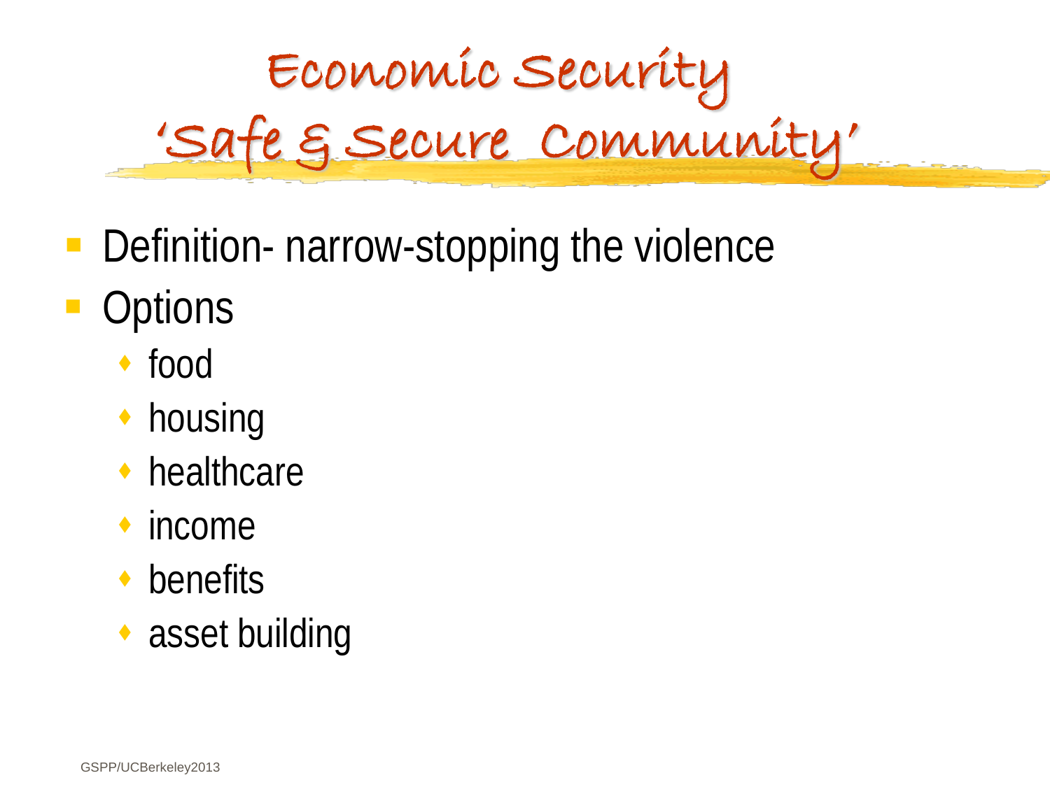# Economic Security
# 'Safe & Secure Community'

- Definition- narrow-stopping the violence
- Options
  - food
  - housing
  - healthcare
  - income
  - benefits
  - asset building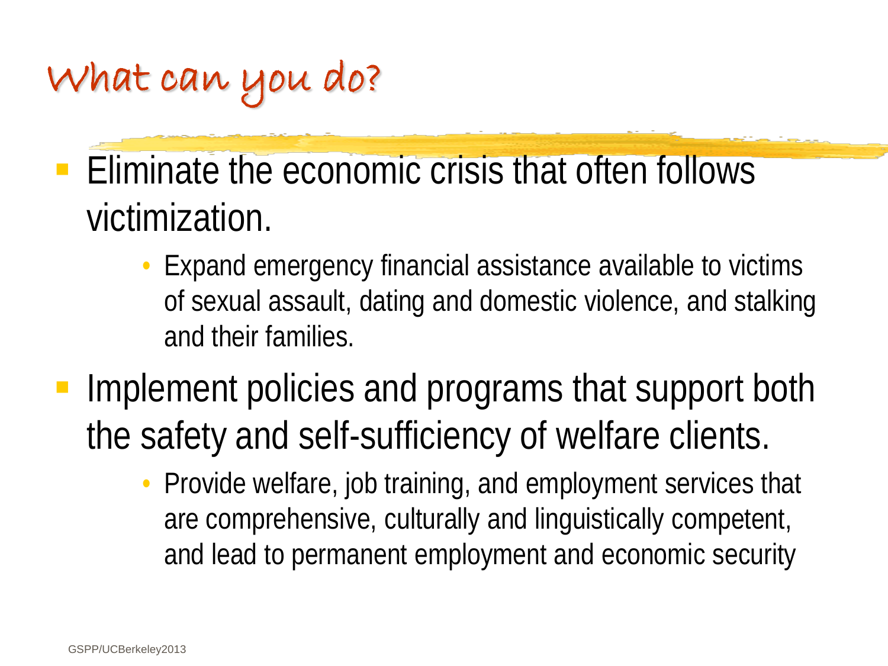# What can you do?

- Eliminate the economic crisis that often follows victimization.
  - Expand emergency financial assistance available to victims of sexual assault, dating and domestic violence, and stalking and their families.
- Implement policies and programs that support both the safety and self-sufficiency of welfare clients.
  - Provide welfare, job training, and employment services that are comprehensive, culturally and linguistically competent, and lead to permanent employment and economic security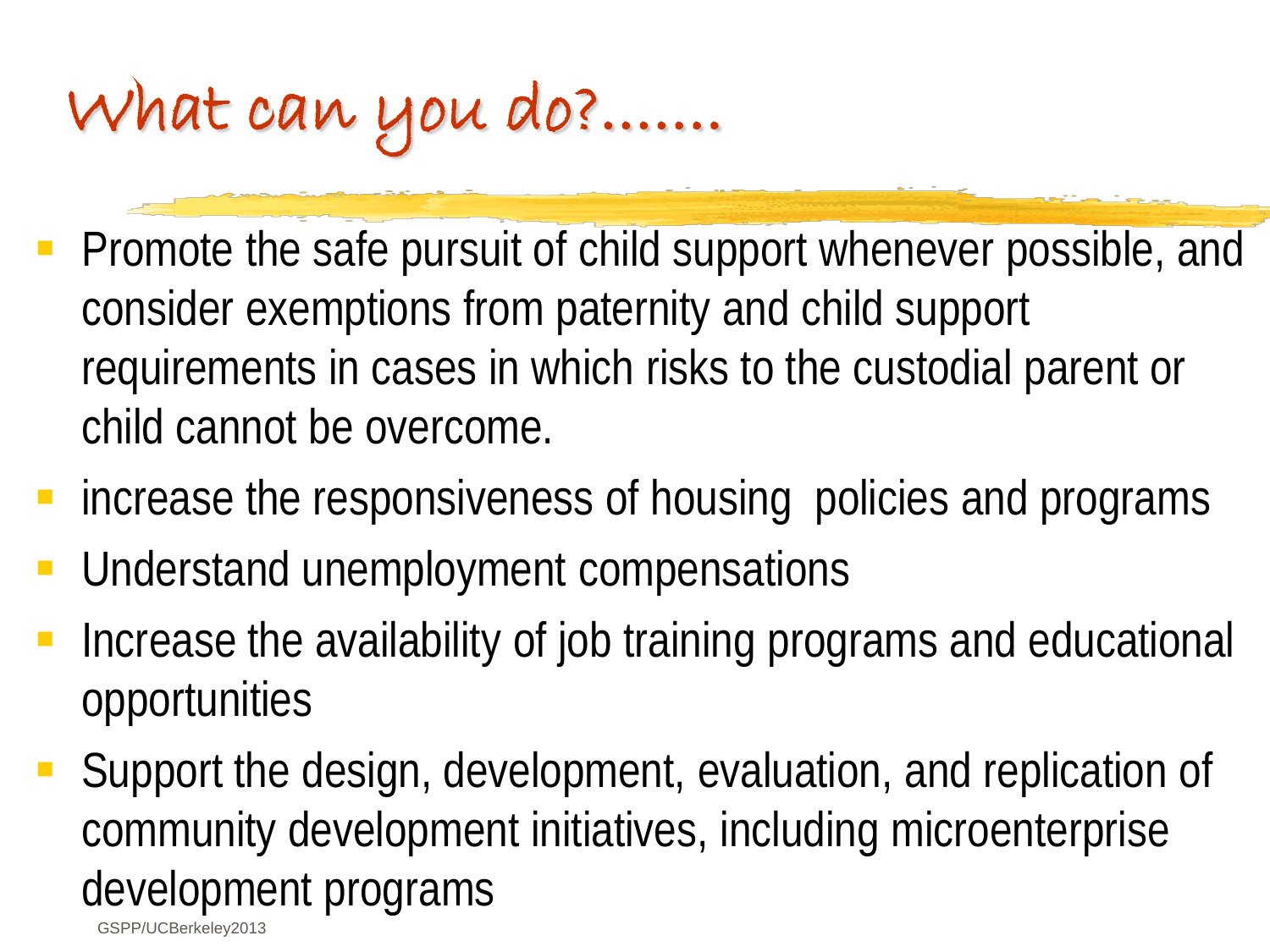# What can you do?.......

- Promote the safe pursuit of child support whenever possible, and consider exemptions from paternity and child support requirements in cases in which risks to the custodial parent or child cannot be overcome.
- increase the responsiveness of housing policies and programs
- Understand unemployment compensations
- Increase the availability of job training programs and educational opportunities
- Support the design, development, evaluation, and replication of community development initiatives, including microenterprise development programs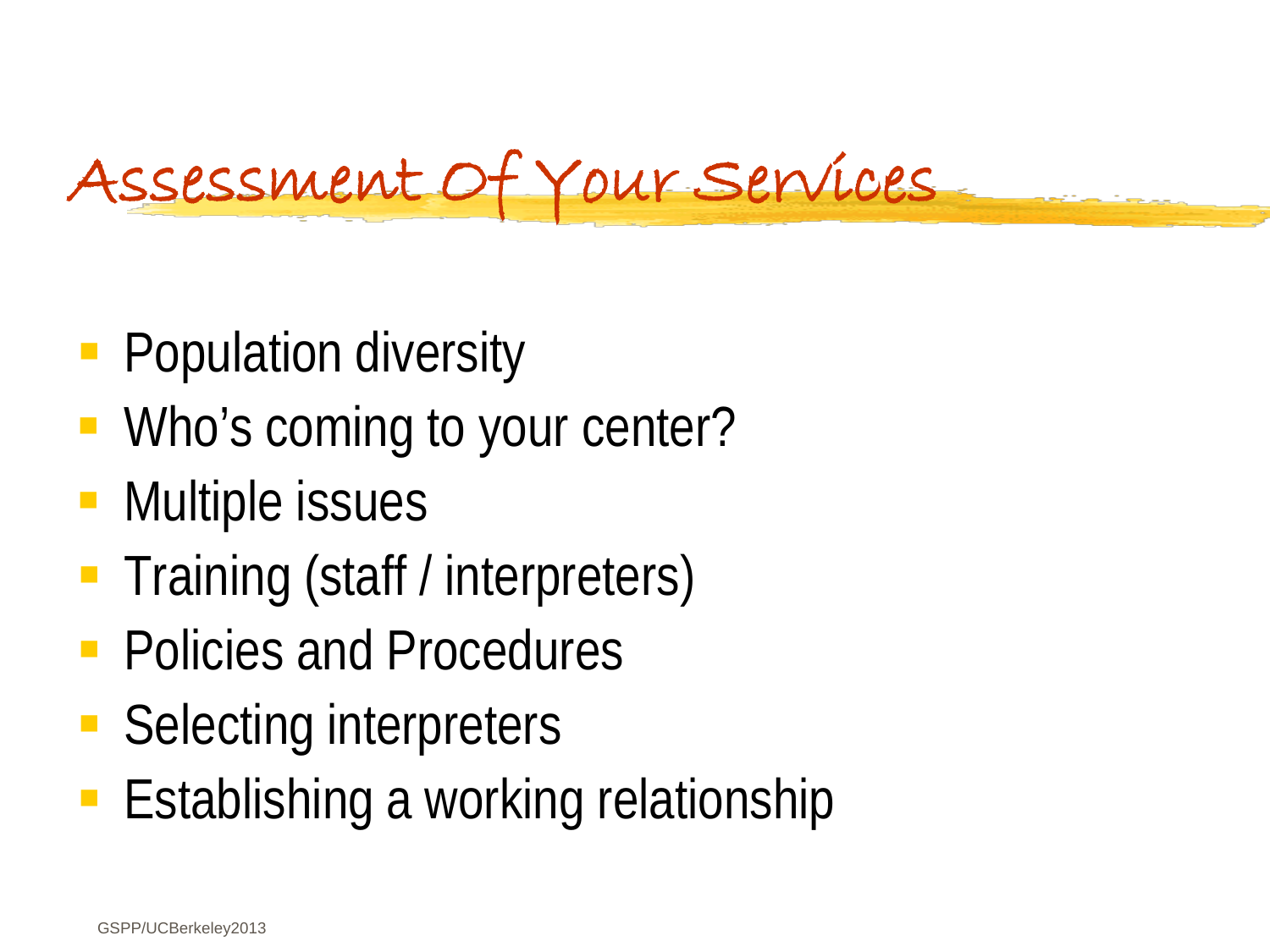# Assessment Of Your Services

- Population diversity
- Who's coming to your center?
- Multiple issues
- Training (staff / interpreters)
- Policies and Procedures
- Selecting interpreters
- Establishing a working relationship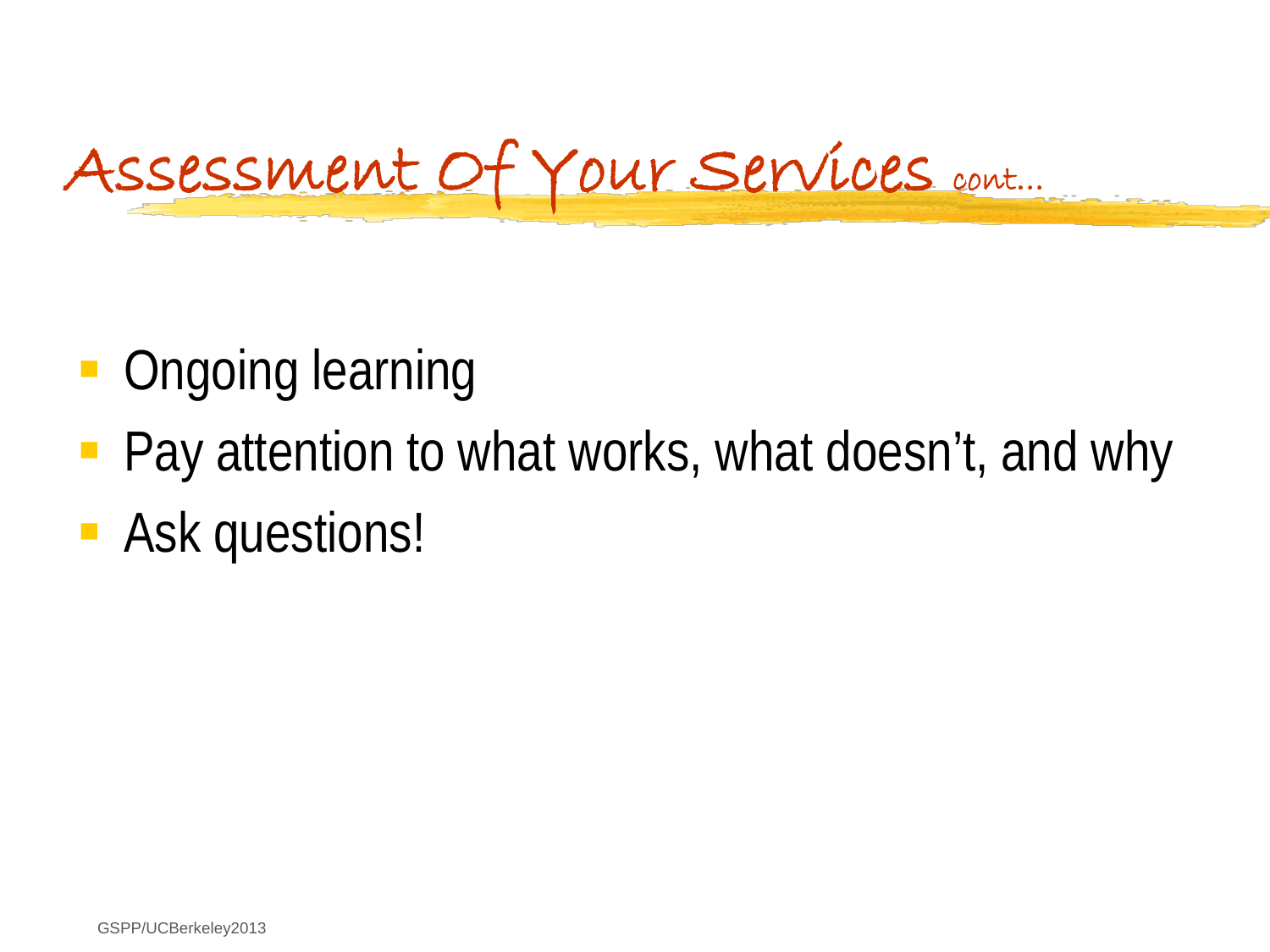# Assessment Of Your Services cont...

- Ongoing learning
- Pay attention to what works, what doesn't, and why
- Ask questions!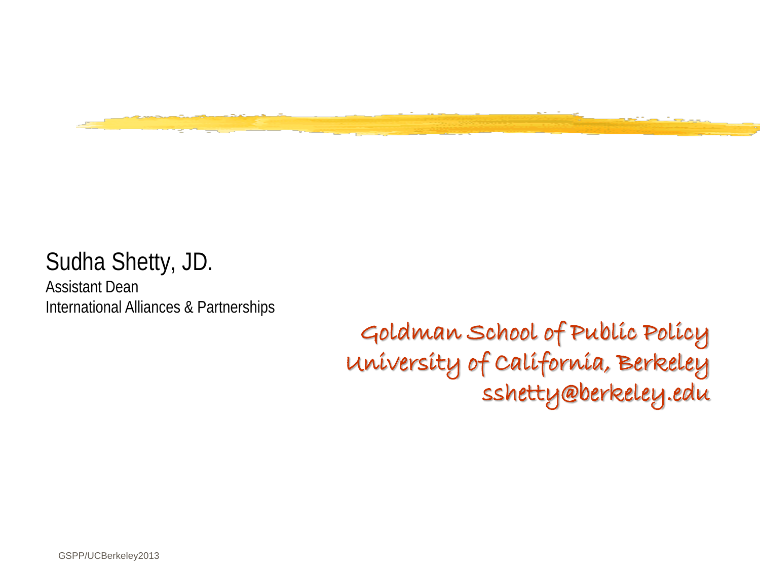Sudha Shetty, JD.

Assistant Dean

International Alliances & Partnerships

Goldman School of Public Policy

University of California, Berkeley

sshetty@berkeley.edu